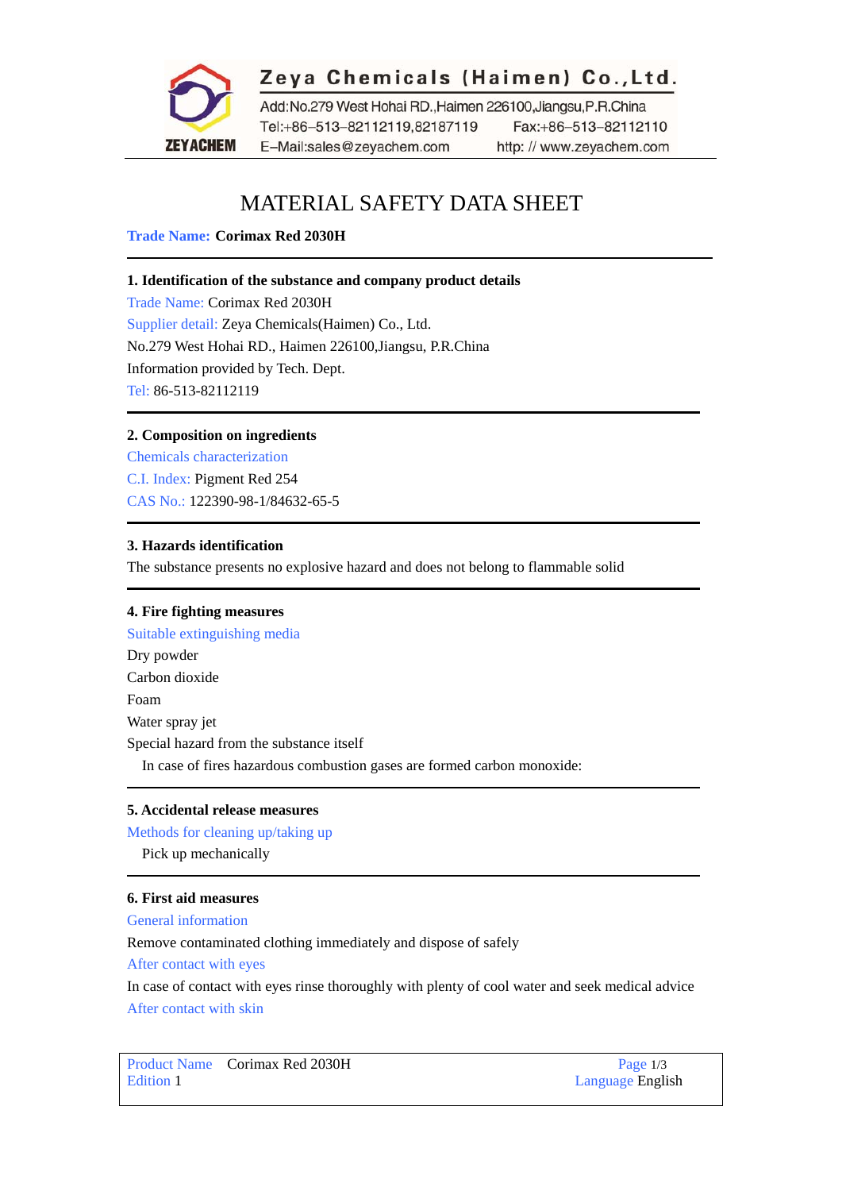**Zeya Chemicals (Haimen) Co.,Ltd.**

Add:No.279 West Hohai RD.,Haimen 226100,Jiangsu,P.R.China
Tel:+86-513-82112119,82187119 Fax:+86-513-82112110
E-Mail:sales@zeyachem.com http: // www.zeyachem.com

# MATERIAL SAFETY DATA SHEET

**Trade Name: Corimax Red 2030H**

---

## 1. Identification of the substance and company product details

Trade Name: Corimax Red 2030H

Supplier detail: Zeya Chemicals(Haimen) Co., Ltd.

No.279 West Hohai RD., Haimen 226100,Jiangsu, P.R.China

Information provided by Tech. Dept.

Tel: 86-513-82112119

---

## 2. Composition on ingredients

Chemicals characterization

C.I. Index: Pigment Red 254

CAS No.: 122390-98-1/84632-65-5

---

## 3. Hazards identification

The substance presents no explosive hazard and does not belong to flammable solid

---

## 4. Fire fighting measures

Suitable extinguishing media

Dry powder

Carbon dioxide

Foam

Water spray jet

Special hazard from the substance itself

In case of fires hazardous combustion gases are formed carbon monoxide:

---

## 5. Accidental release measures

Methods for cleaning up/taking up

Pick up mechanically

---

## 6. First aid measures

General information

Remove contaminated clothing immediately and dispose of safely

After contact with eyes

In case of contact with eyes rinse thoroughly with plenty of cool water and seek medical advice

After contact with skin

| Product Name Corimax Red 2030H | Page 1/3 |
|---|---|
| Edition 1 | Language English |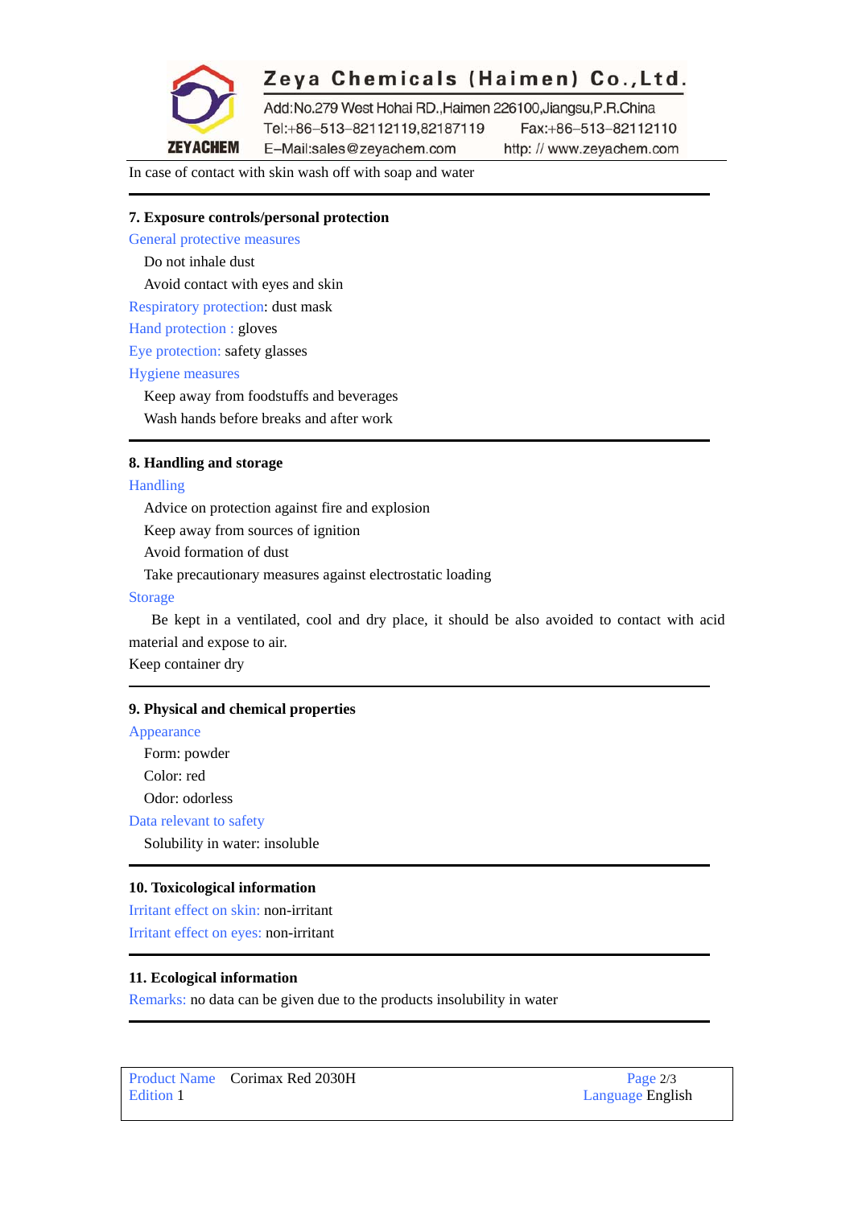In case of contact with skin wash off with soap and water

## 7. Exposure controls/personal protection

General protective measures

Do not inhale dust

Avoid contact with eyes and skin

Respiratory protection: dust mask

Hand protection : gloves

Eye protection: safety glasses

Hygiene measures

Keep away from foodstuffs and beverages

Wash hands before breaks and after work

## 8. Handling and storage

Handling

Advice on protection against fire and explosion

Keep away from sources of ignition

Avoid formation of dust

Take precautionary measures against electrostatic loading

Storage

Be kept in a ventilated, cool and dry place, it should be also avoided to contact with acid material and expose to air.

Keep container dry

## 9. Physical and chemical properties

Appearance

Form: powder

Color: red

Odor: odorless

Data relevant to safety

Solubility in water: insoluble

## 10. Toxicological information

Irritant effect on skin: non-irritant

Irritant effect on eyes: non-irritant

## 11. Ecological information

Remarks: no data can be given due to the products insolubility in water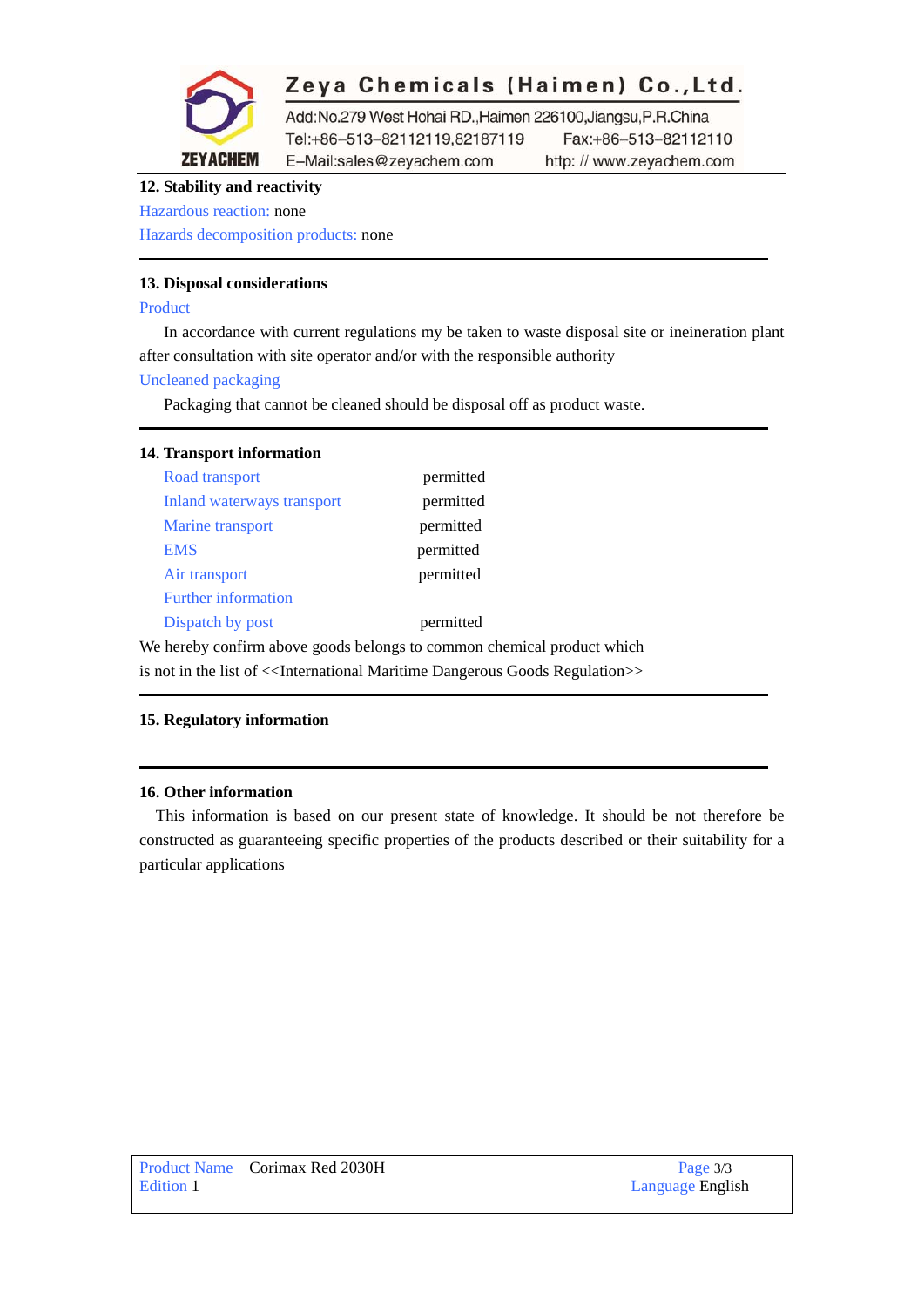## 12. Stability and reactivity

Hazardous reaction: none

Hazards decomposition products: none

## 13. Disposal considerations

Product

In accordance with current regulations my be taken to waste disposal site or ineineration plant after consultation with site operator and/or with the responsible authority

Uncleaned packaging

Packaging that cannot be cleaned should be disposal off as product waste.

## 14. Transport information

| | |
|---|---|
| Road transport | permitted |
| Inland waterways transport | permitted |
| Marine transport | permitted |
| EMS | permitted |
| Air transport | permitted |
| Further information | |
| Dispatch by post | permitted |

We hereby confirm above goods belongs to common chemical product which is not in the list of <<International Maritime Dangerous Goods Regulation>>

## 15. Regulatory information

## 16. Other information

This information is based on our present state of knowledge. It should be not therefore be constructed as guaranteeing specific properties of the products described or their suitability for a particular applications